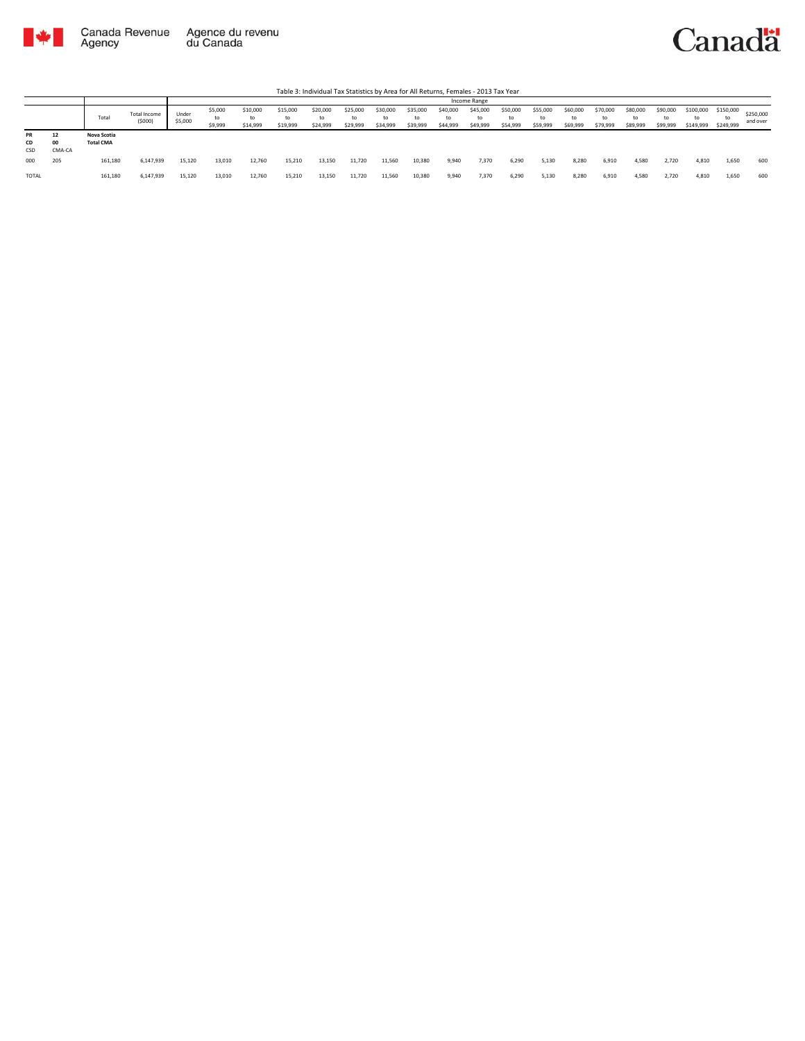Canada Revenue Agency | Agence du revenu du Canada

Table 3: Individual Tax Statistics by Area for All Returns, Females - 2013 Tax Year

| | | Total | Total Income ($000) | Income Range | | | | | | | | | | | | | | | | | | | | |
|---|---|---|---|---|---|---|---|---|---|---|---|---|---|---|---|---|---|---|---|---|---|---|---|---|
| | | | | Under $5,000 | $5,000 to $9,999 | $10,000 to $14,999 | $15,000 to $19,999 | $20,000 to $24,999 | $25,000 to $29,999 | $30,000 to $34,999 | $35,000 to $39,999 | $40,000 to $44,999 | $45,000 to $49,999 | $50,000 to $54,999 | $55,000 to $59,999 | $60,000 to $69,999 | $70,000 to $79,999 | $80,000 to $89,999 | $90,000 to $99,999 | $100,000 to $149,999 | $150,000 to $249,999 | $250,000 and over |
| PR / CD / CSD | 12 / 00 / CMA-CA | Nova Scotia / Total CMA | | | | | | | | | | | | | | | | | | | | |
| 000 | 205 | 161,180 | 6,147,939 | 15,120 | 13,010 | 12,760 | 15,210 | 13,150 | 11,720 | 11,560 | 10,380 | 9,940 | 7,370 | 6,290 | 5,130 | 8,280 | 6,910 | 4,580 | 2,720 | 4,810 | 1,650 | 600 |
| TOTAL | | 161,180 | 6,147,939 | 15,120 | 13,010 | 12,760 | 15,210 | 13,150 | 11,720 | 11,560 | 10,380 | 9,940 | 7,370 | 6,290 | 5,130 | 8,280 | 6,910 | 4,580 | 2,720 | 4,810 | 1,650 | 600 |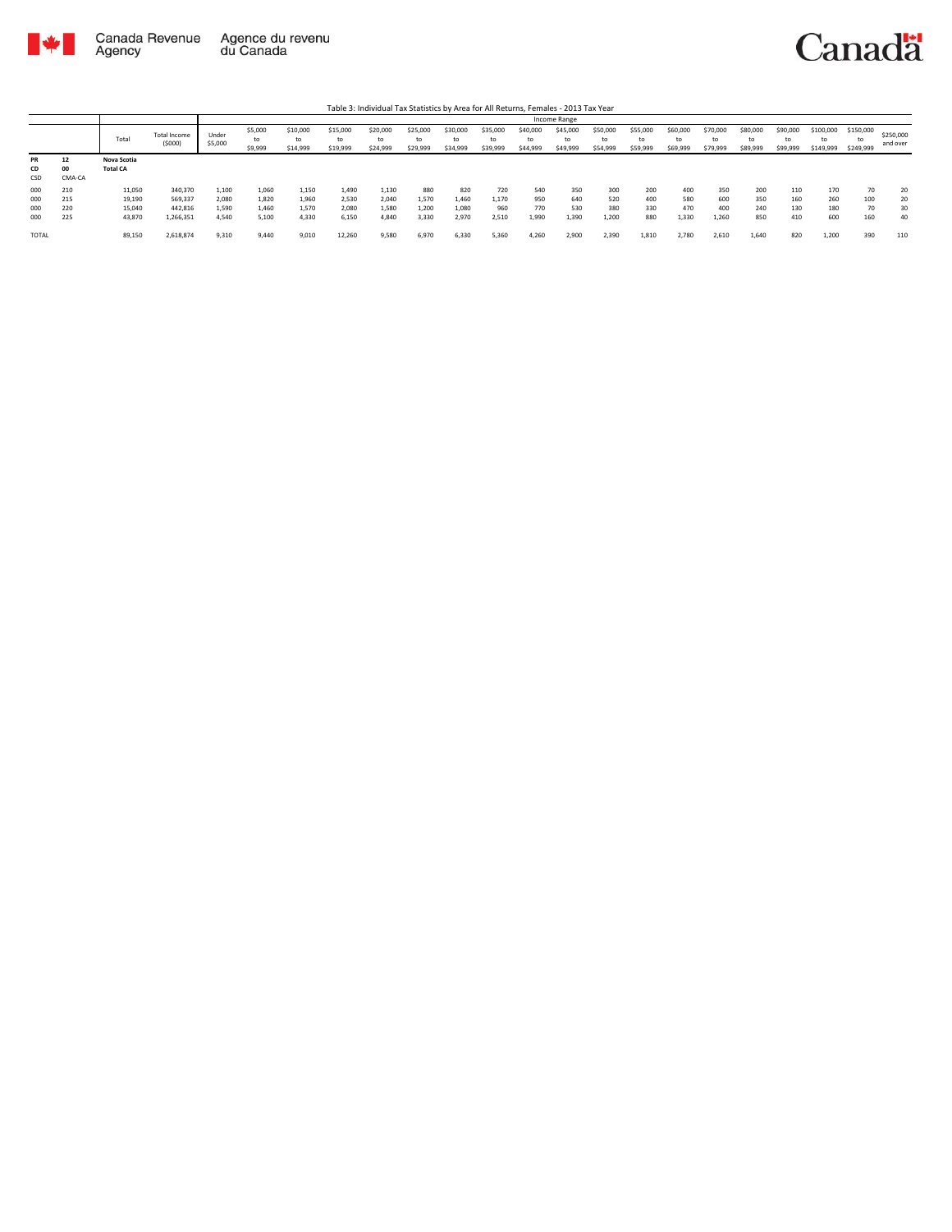Table 3: Individual Tax Statistics by Area for All Returns, Females - 2013 Tax Year

| | | Total | Total Income ($000) | Income Range | | | | | | | | | | | | | | | | | | | |
|---|---|---|---|---|---|---|---|---|---|---|---|---|---|---|---|---|---|---|---|---|---|---|---|
| | | | | Under $5,000 | $5,000 to $9,999 | $10,000 to $14,999 | $15,000 to $19,999 | $20,000 to $24,999 | $25,000 to $29,999 | $30,000 to $34,999 | $35,000 to $39,999 | $40,000 to $44,999 | $45,000 to $49,999 | $50,000 to $54,999 | $55,000 to $59,999 | $60,000 to $69,999 | $70,000 to $79,999 | $80,000 to $89,999 | $90,000 to $99,999 | $100,000 to $149,999 | $150,000 to $249,999 | $250,000 and over |
| **PR** CD CSD | **12** **00** CMA-CA | **Nova Scotia** **Total CA** | | | | | | | | | | | | | | | | | | | | |
| 000 | 210 | 11,050 | 340,370 | 1,100 | 1,060 | 1,150 | 1,490 | 1,130 | 880 | 820 | 720 | 540 | 350 | 300 | 200 | 400 | 350 | 200 | 110 | 170 | 70 | 20 |
| 000 | 215 | 19,190 | 569,337 | 2,080 | 1,820 | 1,960 | 2,530 | 2,040 | 1,570 | 1,460 | 1,170 | 950 | 640 | 520 | 400 | 580 | 600 | 350 | 160 | 260 | 100 | 20 |
| 000 | 220 | 15,040 | 442,816 | 1,590 | 1,460 | 1,570 | 2,080 | 1,580 | 1,200 | 1,080 | 960 | 770 | 530 | 380 | 330 | 470 | 400 | 240 | 130 | 180 | 70 | 30 |
| 000 | 225 | 43,870 | 1,266,351 | 4,540 | 5,100 | 4,330 | 6,150 | 4,840 | 3,330 | 2,970 | 2,510 | 1,990 | 1,390 | 1,200 | 880 | 1,330 | 1,260 | 850 | 410 | 600 | 160 | 40 |
| TOTAL | | 89,150 | 2,618,874 | 9,310 | 9,440 | 9,010 | 12,260 | 9,580 | 6,970 | 6,330 | 5,360 | 4,260 | 2,900 | 2,390 | 1,810 | 2,780 | 2,610 | 1,640 | 820 | 1,200 | 390 | 110 |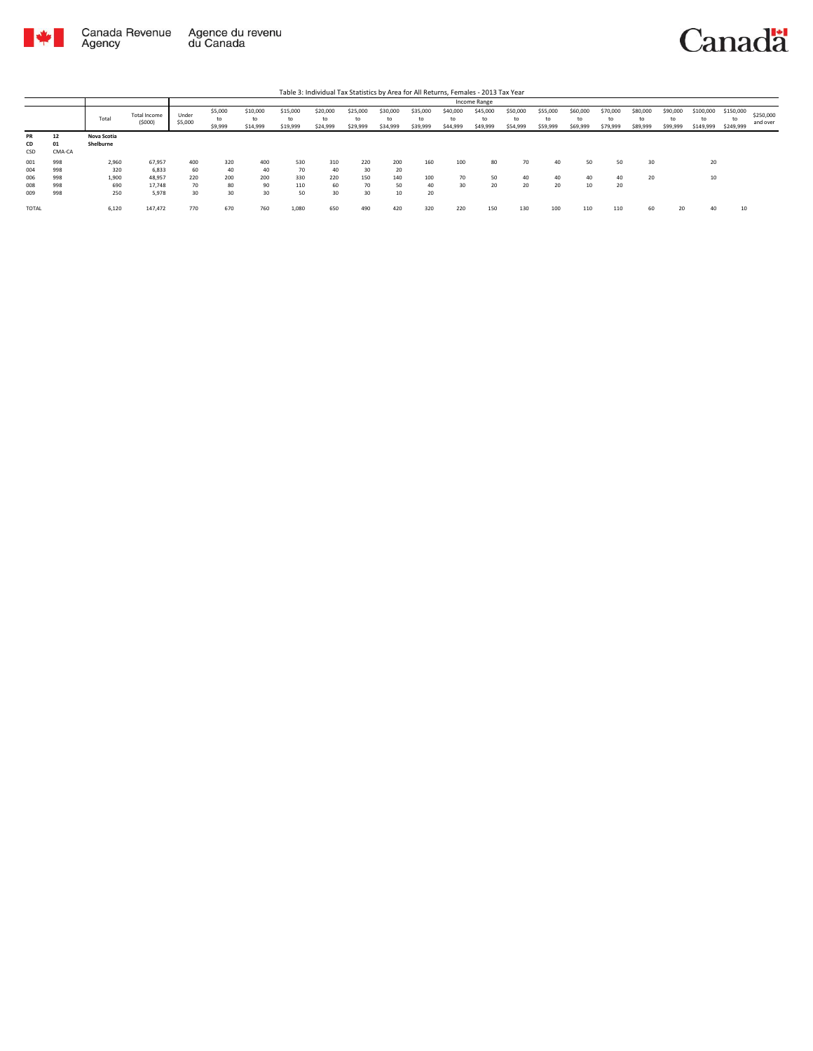Table 3: Individual Tax Statistics by Area for All Returns, Females - 2013 Tax Year

| | | Total | Total Income ($000) | Income Range | | | | | | | | | | | | | | | | | | |
|---|---|---|---|---|---|---|---|---|---|---|---|---|---|---|---|---|---|---|---|---|---|---|
| | | | | Under $5,000 | $5,000 to $9,999 | $10,000 to $14,999 | $15,000 to $19,999 | $20,000 to $24,999 | $25,000 to $29,999 | $30,000 to $34,999 | $35,000 to $39,999 | $40,000 to $44,999 | $45,000 to $49,999 | $50,000 to $54,999 | $55,000 to $59,999 | $60,000 to $69,999 | $70,000 to $79,999 | $80,000 to $89,999 | $90,000 to $99,999 | $100,000 to $149,999 | $150,000 to $249,999 | $250,000 and over |
| **PR** | **12** | **Nova Scotia** | | | | | | | | | | | | | | | | | | | | |
| **CD** | **01** | **Shelburne** | | | | | | | | | | | | | | | | | | | | |
| CSD | CMA-CA | | | | | | | | | | | | | | | | | | | | | |
| 001 | 998 | 2,960 | 67,957 | 400 | 320 | 400 | 530 | 310 | 220 | 200 | 160 | 100 | 80 | 70 | 40 | 50 | 50 | 30 | | 20 | | |
| 004 | 998 | 320 | 6,833 | 60 | 40 | 40 | 70 | 40 | 30 | 20 | | | | | | | | | | | | |
| 006 | 998 | 1,900 | 48,957 | 220 | 200 | 200 | 330 | 220 | 150 | 140 | 100 | 70 | 50 | 40 | 40 | 40 | 40 | 20 | | 10 | | |
| 008 | 998 | 690 | 17,748 | 70 | 80 | 90 | 110 | 60 | 70 | 50 | 40 | 30 | 20 | 20 | 20 | 10 | 20 | | | | | |
| 009 | 998 | 250 | 5,978 | 30 | 30 | 30 | 50 | 30 | 30 | 10 | 20 | | | | | | | | | | | |
| TOTAL | | 6,120 | 147,472 | 770 | 670 | 760 | 1,080 | 650 | 490 | 420 | 320 | 220 | 150 | 130 | 100 | 110 | 110 | 60 | 20 | 40 | 10 | |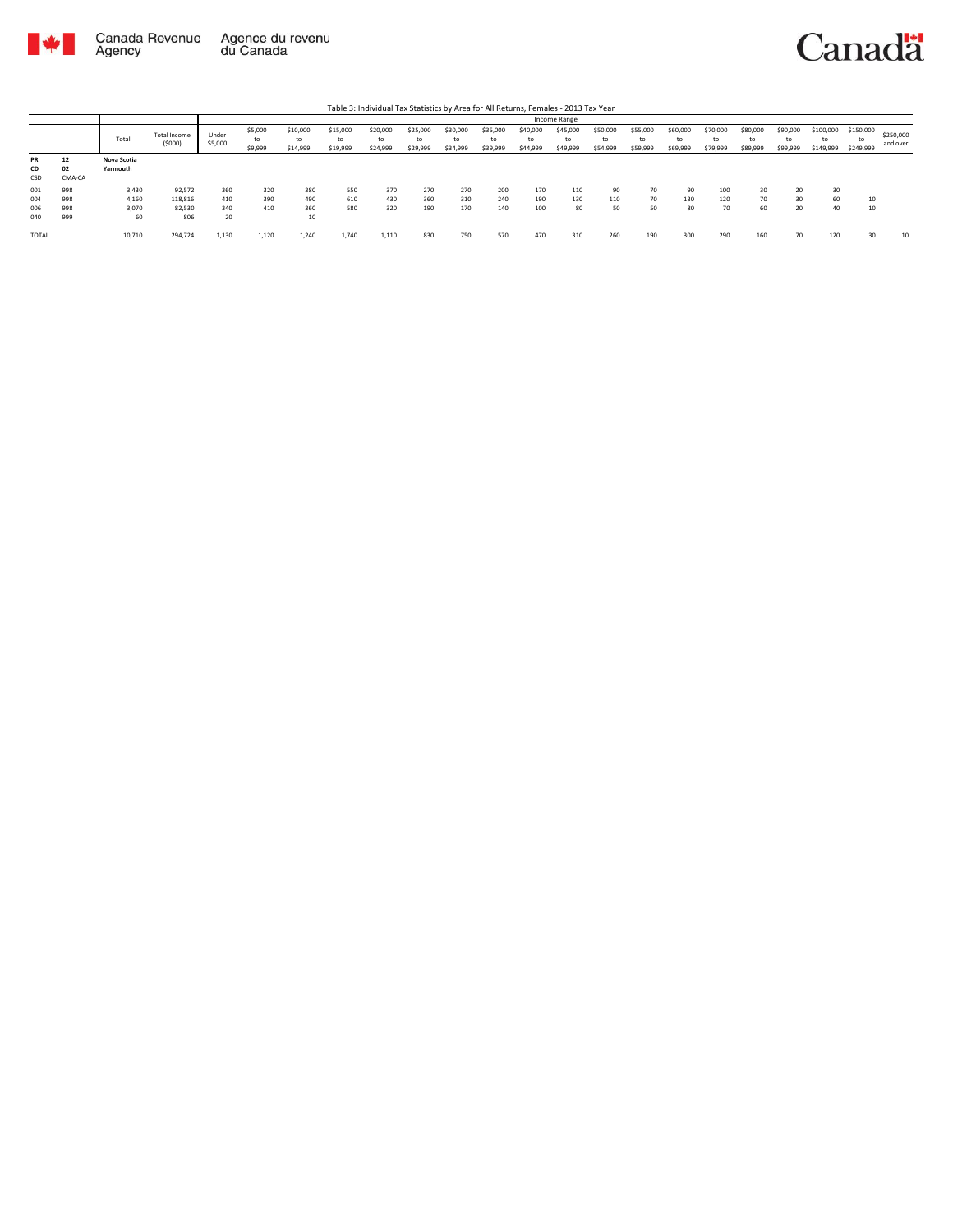Table 3: Individual Tax Statistics by Area for All Returns, Females - 2013 Tax Year

| | | | | Income Range | | | | | | | | | | | | | | | | | | |
|---|---|---|---|---|---|---|---|---|---|---|---|---|---|---|---|---|---|---|---|---|---|---|
| | | Total | Total Income ($000) | Under $5,000 | $5,000 to $9,999 | $10,000 to $14,999 | $15,000 to $19,999 | $20,000 to $24,999 | $25,000 to $29,999 | $30,000 to $34,999 | $35,000 to $39,999 | $40,000 to $44,999 | $45,000 to $49,999 | $50,000 to $54,999 | $55,000 to $59,999 | $60,000 to $69,999 | $70,000 to $79,999 | $80,000 to $89,999 | $90,000 to $99,999 | $100,000 to $149,999 | $150,000 to $249,999 | $250,000 and over |
| **PR** | **12** | **Nova Scotia** | | | | | | | | | | | | | | | | | | | | |
| **CD** | **02** | **Yarmouth** | | | | | | | | | | | | | | | | | | | | |
| CSD | CMA-CA | | | | | | | | | | | | | | | | | | | | | |
| 001 | 998 | 3,430 | 92,572 | 360 | 320 | 380 | 550 | 370 | 270 | 270 | 200 | 170 | 110 | 90 | 70 | 90 | 100 | 30 | 20 | 30 | | |
| 004 | 998 | 4,160 | 118,816 | 410 | 390 | 490 | 610 | 430 | 360 | 310 | 240 | 190 | 130 | 110 | 70 | 130 | 120 | 70 | 30 | 60 | 10 | |
| 006 | 998 | 3,070 | 82,530 | 340 | 410 | 360 | 580 | 320 | 190 | 170 | 140 | 100 | 80 | 50 | 50 | 80 | 70 | 60 | 20 | 40 | 10 | |
| 040 | 999 | 60 | 806 | 20 | | 10 | | | | | | | | | | | | | | | | |
| TOTAL | | 10,710 | 294,724 | 1,130 | 1,120 | 1,240 | 1,740 | 1,110 | 830 | 750 | 570 | 470 | 310 | 260 | 190 | 300 | 290 | 160 | 70 | 120 | 30 | 10 |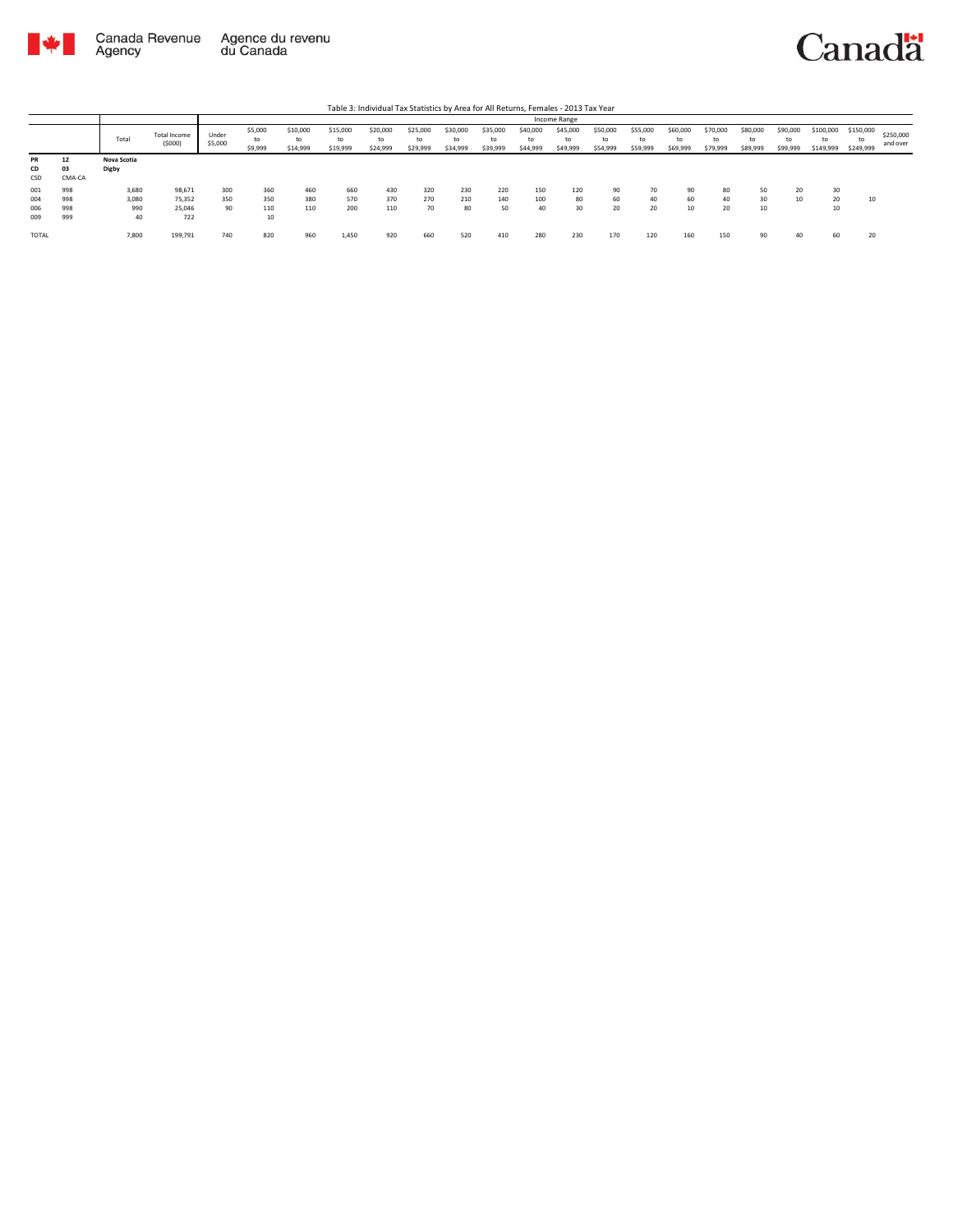Table 3: Individual Tax Statistics by Area for All Returns, Females - 2013 Tax Year

| | | Total | Total Income ($000) | Income Range | | | | | | | | | | | | | | | | | | |
|---|---|---|---|---|---|---|---|---|---|---|---|---|---|---|---|---|---|---|---|---|---|---|
| | | | | Under $5,000 | $5,000 to $9,999 | $10,000 to $14,999 | $15,000 to $19,999 | $20,000 to $24,999 | $25,000 to $29,999 | $30,000 to $34,999 | $35,000 to $39,999 | $40,000 to $44,999 | $45,000 to $49,999 | $50,000 to $54,999 | $55,000 to $59,999 | $60,000 to $69,999 | $70,000 to $79,999 | $80,000 to $89,999 | $90,000 to $99,999 | $100,000 to $149,999 | $150,000 to $249,999 | $250,000 and over |
| **PR** | **12** | **Nova Scotia** | | | | | | | | | | | | | | | | | | | | |
| **CD** | **03** | **Digby** | | | | | | | | | | | | | | | | | | | | |
| CSD | CMA-CA | | | | | | | | | | | | | | | | | | | | | |
| 001 | 998 | 3,680 | 98,671 | 300 | 360 | 460 | 660 | 430 | 320 | 230 | 220 | 150 | 120 | 90 | 70 | 90 | 80 | 50 | 20 | 30 | | |
| 004 | 998 | 3,080 | 75,352 | 350 | 350 | 380 | 570 | 370 | 270 | 210 | 140 | 100 | 80 | 60 | 40 | 60 | 40 | 30 | 10 | 20 | 10 | |
| 006 | 998 | 990 | 25,046 | 90 | 110 | 110 | 200 | 110 | 70 | 80 | 50 | 40 | 30 | 20 | 20 | 10 | 20 | 10 | | 10 | | |
| 009 | 999 | 40 | 722 | | 10 | | | | | | | | | | | | | | | | | |
| TOTAL | | 7,800 | 199,791 | 740 | 820 | 960 | 1,450 | 920 | 660 | 520 | 410 | 280 | 230 | 170 | 120 | 160 | 150 | 90 | 40 | 60 | 20 | |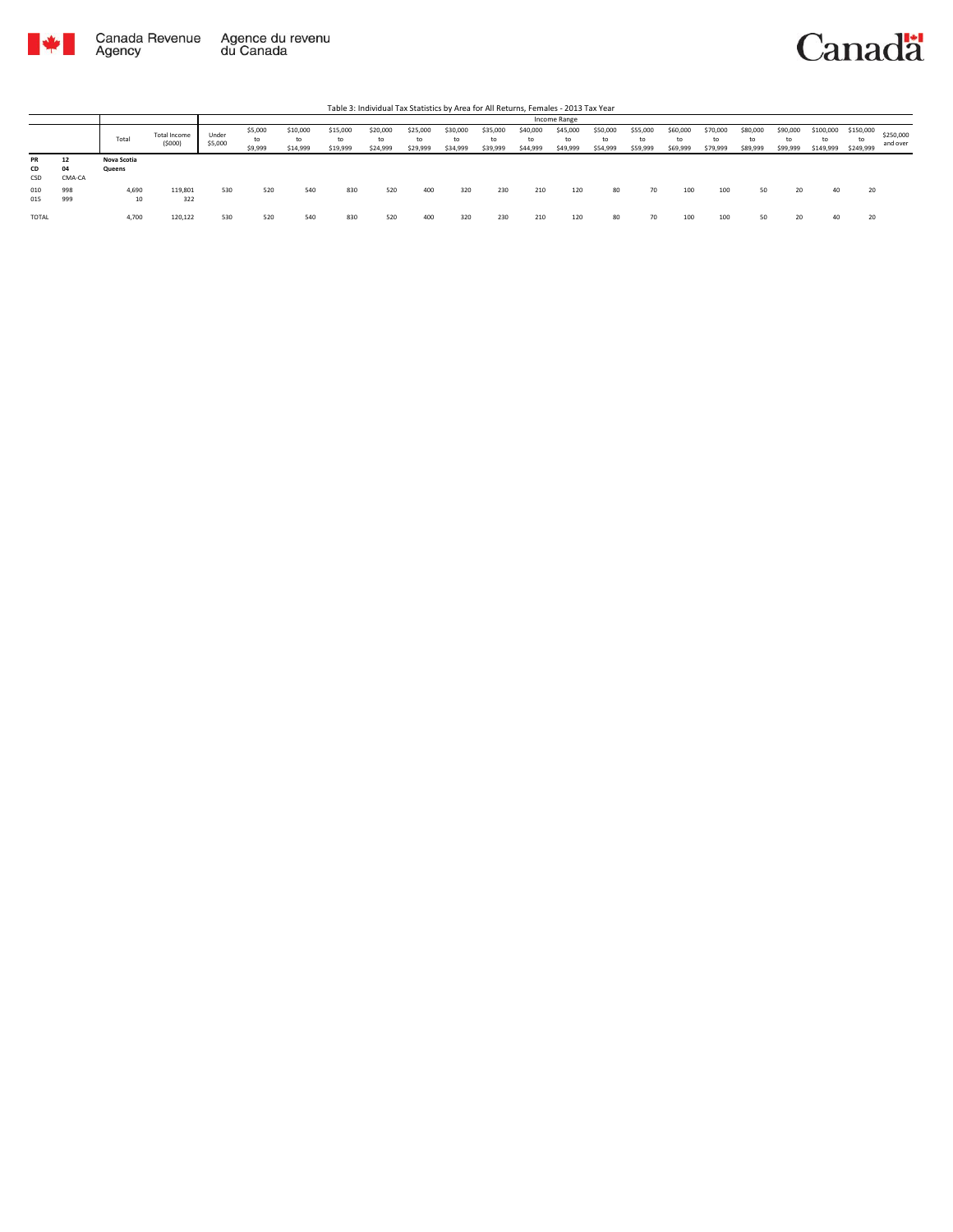Table 3: Individual Tax Statistics by Area for All Returns, Females - 2013 Tax Year

| | | Total | Total Income ($000) | Income Range | | | | | | | | | | | | | | | | | | | |
|---|---|---|---|---|---|---|---|---|---|---|---|---|---|---|---|---|---|---|---|---|---|---|---|
| | | | | Under $5,000 | $5,000 to $9,999 | $10,000 to $14,999 | $15,000 to $19,999 | $20,000 to $24,999 | $25,000 to $29,999 | $30,000 to $34,999 | $35,000 to $39,999 | $40,000 to $44,999 | $45,000 to $49,999 | $50,000 to $54,999 | $55,000 to $59,999 | $60,000 to $69,999 | $70,000 to $79,999 | $80,000 to $89,999 | $90,000 to $99,999 | $100,000 to $149,999 | $150,000 to $249,999 | $250,000 and over |
| **PR** | **12** | **Nova Scotia** | | | | | | | | | | | | | | | | | | | | |
| **CD** | **04** | **Queens** | | | | | | | | | | | | | | | | | | | | |
| CSD | CMA-CA | | | | | | | | | | | | | | | | | | | | | |
| 010 | 998 | 4,690 | 119,801 | 530 | 520 | 540 | 830 | 520 | 400 | 320 | 230 | 210 | 120 | 80 | 70 | 100 | 100 | 50 | 20 | 40 | 20 | |
| 015 | 999 | 10 | 322 | | | | | | | | | | | | | | | | | | | |
| TOTAL | | 4,700 | 120,122 | 530 | 520 | 540 | 830 | 520 | 400 | 320 | 230 | 210 | 120 | 80 | 70 | 100 | 100 | 50 | 20 | 40 | 20 | |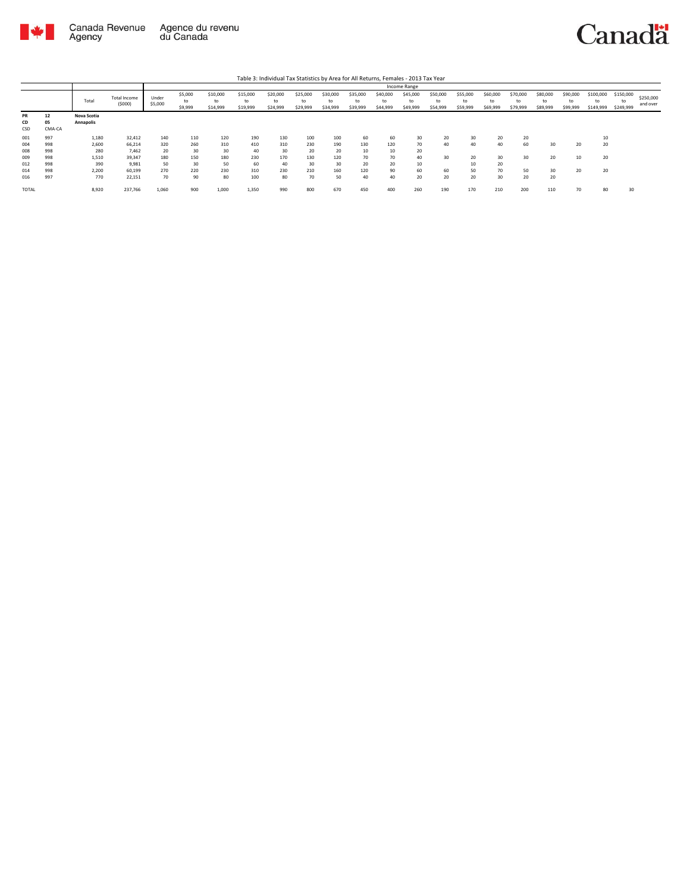Table 3: Individual Tax Statistics by Area for All Returns, Females - 2013 Tax Year

| | | Total | Total Income ($000) | Income Range | | | | | | | | | | | | | | | | | | |
|---|---|---|---|---|---|---|---|---|---|---|---|---|---|---|---|---|---|---|---|---|---|---|
| | | | | Under $5,000 | $5,000 to $9,999 | $10,000 to $14,999 | $15,000 to $19,999 | $20,000 to $24,999 | $25,000 to $29,999 | $30,000 to $34,999 | $35,000 to $39,999 | $40,000 to $44,999 | $45,000 to $49,999 | $50,000 to $54,999 | $55,000 to $59,999 | $60,000 to $69,999 | $70,000 to $79,999 | $80,000 to $89,999 | $90,000 to $99,999 | $100,000 to $149,999 | $150,000 to $249,999 | $250,000 and over |
| **PR** | **12** | **Nova Scotia** | | | | | | | | | | | | | | | | | | | | |
| **CD** | **05** | **Annapolis** | | | | | | | | | | | | | | | | | | | | |
| CSD | CMA-CA | | | | | | | | | | | | | | | | | | | | | |
| 001 | 997 | 1,180 | 32,412 | 140 | 110 | 120 | 190 | 130 | 100 | 100 | 60 | 60 | 30 | 20 | 30 | 20 | 20 | | | 10 | | |
| 004 | 998 | 2,600 | 66,214 | 320 | 260 | 310 | 410 | 310 | 230 | 190 | 130 | 120 | 70 | 40 | 40 | 40 | 60 | 30 | 20 | 20 | | |
| 008 | 998 | 280 | 7,462 | 20 | 30 | 30 | 40 | 30 | 20 | 20 | 10 | 10 | 20 | | | | | | | | | |
| 009 | 998 | 1,510 | 39,347 | 180 | 150 | 180 | 230 | 170 | 130 | 120 | 70 | 70 | 40 | 30 | 20 | 30 | 30 | 20 | 10 | 20 | | |
| 012 | 998 | 390 | 9,981 | 50 | 30 | 50 | 60 | 40 | 30 | 30 | 20 | 20 | 10 | | 10 | 20 | | | | | | |
| 014 | 998 | 2,200 | 60,199 | 270 | 220 | 230 | 310 | 230 | 210 | 160 | 120 | 90 | 60 | 60 | 50 | 70 | 50 | 30 | 20 | 20 | | |
| 016 | 997 | 770 | 22,151 | 70 | 90 | 80 | 100 | 80 | 70 | 50 | 40 | 40 | 20 | 20 | 20 | 30 | 20 | 20 | | | | |
| TOTAL | | 8,920 | 237,766 | 1,060 | 900 | 1,000 | 1,350 | 990 | 800 | 670 | 450 | 400 | 260 | 190 | 170 | 210 | 200 | 110 | 70 | 80 | 30 | |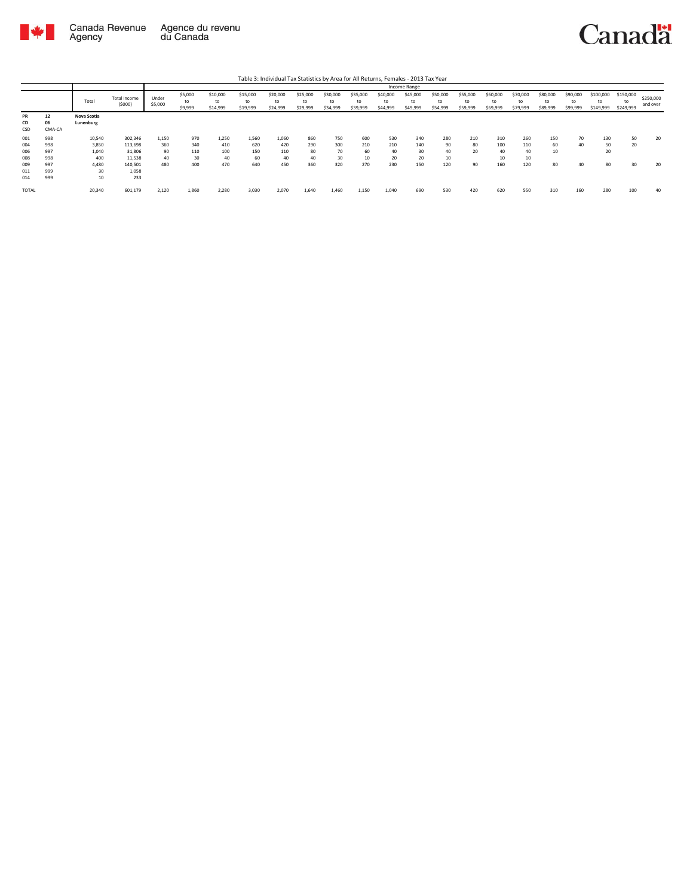Table 3: Individual Tax Statistics by Area for All Returns, Females - 2013 Tax Year

| | | Total | Total Income ($000) | Income Range | | | | | | | | | | | | | | | | | | |
|---|---|---|---|---|---|---|---|---|---|---|---|---|---|---|---|---|---|---|---|---|---|---|
| | | | | Under $5,000 | $5,000 to $9,999 | $10,000 to $14,999 | $15,000 to $19,999 | $20,000 to $24,999 | $25,000 to $29,999 | $30,000 to $34,999 | $35,000 to $39,999 | $40,000 to $44,999 | $45,000 to $49,999 | $50,000 to $54,999 | $55,000 to $59,999 | $60,000 to $69,999 | $70,000 to $79,999 | $80,000 to $89,999 | $90,000 to $99,999 | $100,000 to $149,999 | $150,000 to $249,999 | $250,000 and over |
| PR | 12 | Nova Scotia | | | | | | | | | | | | | | | | | | | | |
| CD | 06 | Lunenburg | | | | | | | | | | | | | | | | | | | | |
| CSD | CMA-CA | | | | | | | | | | | | | | | | | | | | | |
| 001 | 998 | 10,540 | 302,346 | 1,150 | 970 | 1,250 | 1,560 | 1,060 | 860 | 750 | 600 | 530 | 340 | 280 | 210 | 310 | 260 | 150 | 70 | 130 | 50 | 20 |
| 004 | 998 | 3,850 | 113,698 | 360 | 340 | 410 | 620 | 420 | 290 | 300 | 210 | 210 | 140 | 90 | 80 | 100 | 110 | 60 | 40 | 50 | 20 | |
| 006 | 997 | 1,040 | 31,806 | 90 | 110 | 100 | 150 | 110 | 80 | 70 | 60 | 40 | 30 | 40 | 20 | 40 | 40 | 10 | | 20 | | |
| 008 | 998 | 400 | 11,538 | 40 | 30 | 40 | 60 | 40 | 40 | 30 | 10 | 20 | 20 | 10 | | 10 | 10 | | | | | |
| 009 | 997 | 4,480 | 140,501 | 480 | 400 | 470 | 640 | 450 | 360 | 320 | 270 | 230 | 150 | 120 | 90 | 160 | 120 | 80 | 40 | 80 | 30 | 20 |
| 011 | 999 | 30 | 1,058 | | | | | | | | | | | | | | | | | | | |
| 014 | 999 | 10 | 233 | | | | | | | | | | | | | | | | | | | |
| TOTAL | | 20,340 | 601,179 | 2,120 | 1,860 | 2,280 | 3,030 | 2,070 | 1,640 | 1,460 | 1,150 | 1,040 | 690 | 530 | 420 | 620 | 550 | 310 | 160 | 280 | 100 | 40 |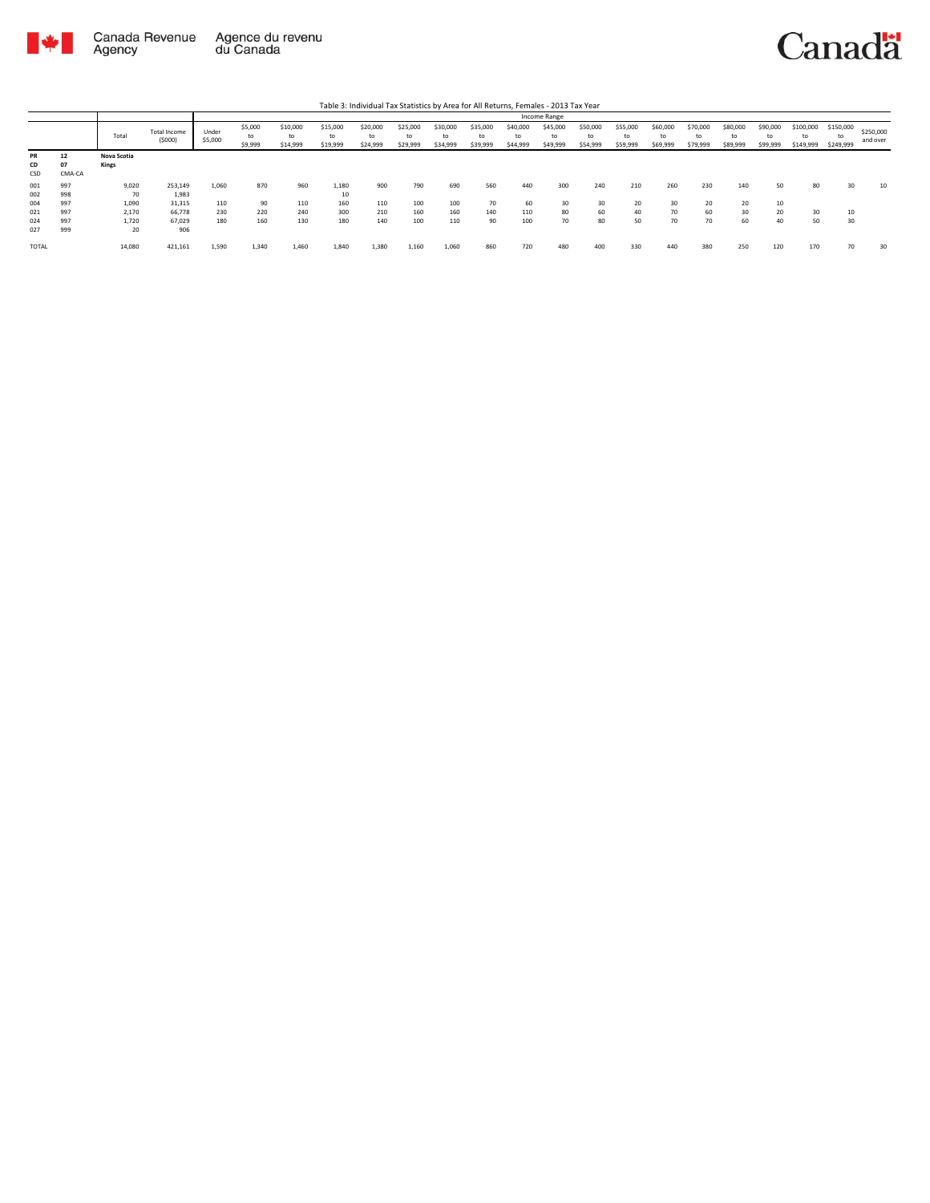Table 3: Individual Tax Statistics by Area for All Returns, Females - 2013 Tax Year

| | | Total | Total Income ($000) | Income Range | | | | | | | | | | | | | | | | | | | | |
|---|---|---|---|---|---|---|---|---|---|---|---|---|---|---|---|---|---|---|---|---|---|---|---|---|
| | | | | Under $5,000 | $5,000 to $9,999 | $10,000 to $14,999 | $15,000 to $19,999 | $20,000 to $24,999 | $25,000 to $29,999 | $30,000 to $34,999 | $35,000 to $39,999 | $40,000 to $44,999 | $45,000 to $49,999 | $50,000 to $54,999 | $55,000 to $59,999 | $60,000 to $69,999 | $70,000 to $79,999 | $80,000 to $89,999 | $90,000 to $99,999 | $100,000 to $149,999 | $150,000 to $249,999 | $250,000 and over |
| **PR** | **12** | **Nova Scotia** | | | | | | | | | | | | | | | | | | | | |
| **CD** | **07** | **Kings** | | | | | | | | | | | | | | | | | | | | |
| CSD | CMA-CA | | | | | | | | | | | | | | | | | | | | | |
| 001 | 997 | 9,020 | 253,149 | 1,060 | 870 | 960 | 1,180 | 900 | 790 | 690 | 560 | 440 | 300 | 240 | 210 | 260 | 230 | 140 | 50 | 80 | 30 | 10 |
| 002 | 998 | 70 | 1,983 | | | | 10 | | | | | | | | | | | | | | | |
| 004 | 997 | 1,090 | 31,315 | 110 | 90 | 110 | 160 | 110 | 100 | 100 | 70 | 60 | 30 | 30 | 20 | 30 | 20 | 20 | 10 | | | |
| 021 | 997 | 2,170 | 66,778 | 230 | 220 | 240 | 300 | 210 | 160 | 160 | 140 | 110 | 80 | 60 | 40 | 70 | 60 | 30 | 20 | 30 | 10 | |
| 024 | 997 | 1,720 | 67,029 | 180 | 160 | 130 | 180 | 140 | 100 | 110 | 90 | 100 | 70 | 80 | 50 | 70 | 70 | 60 | 40 | 50 | 30 | |
| 027 | 999 | 20 | 906 | | | | | | | | | | | | | | | | | | | |
| TOTAL | | 14,080 | 421,161 | 1,590 | 1,340 | 1,460 | 1,840 | 1,380 | 1,160 | 1,060 | 860 | 720 | 480 | 400 | 330 | 440 | 380 | 250 | 120 | 170 | 70 | 30 |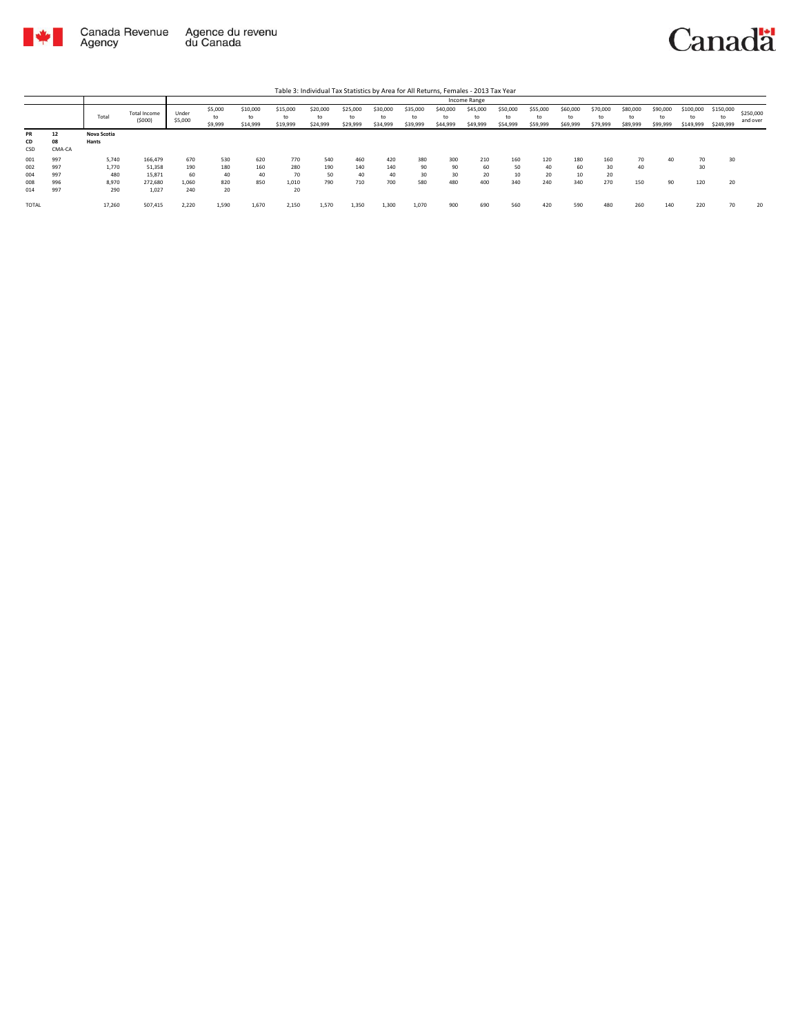Table 3: Individual Tax Statistics by Area for All Returns, Females - 2013 Tax Year

| | | Total | Total Income ($000) | Income Range | | | | | | | | | | | | | | | | | | |
|---|---|---|---|---|---|---|---|---|---|---|---|---|---|---|---|---|---|---|---|---|---|---|
| | | | | Under $5,000 | $5,000 to $9,999 | $10,000 to $14,999 | $15,000 to $19,999 | $20,000 to $24,999 | $25,000 to $29,999 | $30,000 to $34,999 | $35,000 to $39,999 | $40,000 to $44,999 | $45,000 to $49,999 | $50,000 to $54,999 | $55,000 to $59,999 | $60,000 to $69,999 | $70,000 to $79,999 | $80,000 to $89,999 | $90,000 to $99,999 | $100,000 to $149,999 | $150,000 to $249,999 | $250,000 and over |
| **PR** | **12** | **Nova Scotia** | | | | | | | | | | | | | | | | | | | | |
| **CD** | **08** | **Hants** | | | | | | | | | | | | | | | | | | | | |
| CSD | CMA-CA | | | | | | | | | | | | | | | | | | | | | |
| 001 | 997 | 5,740 | 166,479 | 670 | 530 | 620 | 770 | 540 | 460 | 420 | 380 | 300 | 210 | 160 | 120 | 180 | 160 | 70 | 40 | 70 | 30 | |
| 002 | 997 | 1,770 | 51,358 | 190 | 180 | 160 | 280 | 190 | 140 | 140 | 90 | 90 | 60 | 50 | 40 | 60 | 30 | 40 | | 30 | | |
| 004 | 997 | 480 | 15,871 | 60 | 40 | 40 | 70 | 50 | 40 | 40 | 30 | 30 | 20 | 10 | 20 | 10 | 20 | | | | | |
| 008 | 996 | 8,970 | 272,680 | 1,060 | 820 | 850 | 1,010 | 790 | 710 | 700 | 580 | 480 | 400 | 340 | 240 | 340 | 270 | 150 | 90 | 120 | 20 | |
| 014 | 997 | 290 | 1,027 | 240 | 20 | | 20 | | | | | | | | | | | | | | | |
| TOTAL | | 17,260 | 507,415 | 2,220 | 1,590 | 1,670 | 2,150 | 1,570 | 1,350 | 1,300 | 1,070 | 900 | 690 | 560 | 420 | 590 | 480 | 260 | 140 | 220 | 70 | 20 |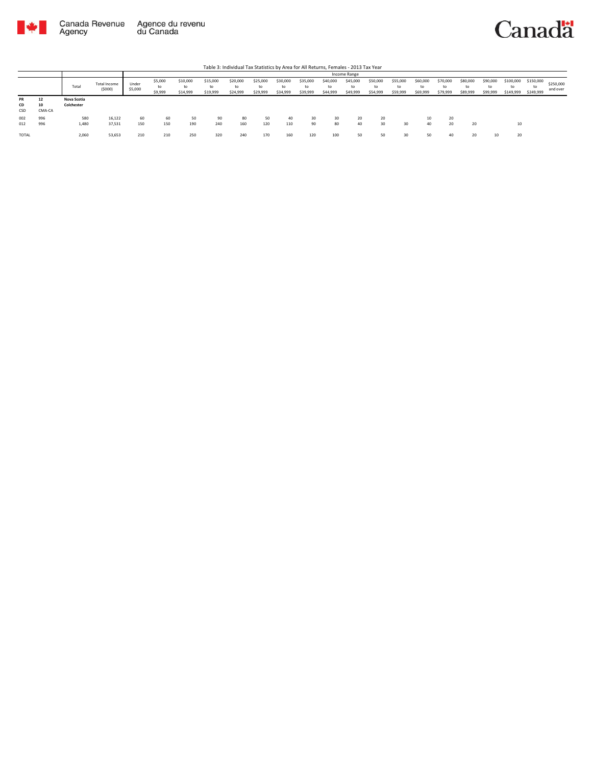Table 3: Individual Tax Statistics by Area for All Returns, Females - 2013 Tax Year

| | | Total | Total Income ($000) | Income Range | | | | | | | | | | | | | | | | | | |
|---|---|---|---|---|---|---|---|---|---|---|---|---|---|---|---|---|---|---|---|---|---|---|
| | | | | Under $5,000 | $5,000 to $9,999 | $10,000 to $14,999 | $15,000 to $19,999 | $20,000 to $24,999 | $25,000 to $29,999 | $30,000 to $34,999 | $35,000 to $39,999 | $40,000 to $44,999 | $45,000 to $49,999 | $50,000 to $54,999 | $55,000 to $59,999 | $60,000 to $69,999 | $70,000 to $79,999 | $80,000 to $89,999 | $90,000 to $99,999 | $100,000 to $149,999 | $150,000 to $249,999 | $250,000 and over |
| **PR** | **12** | **Nova Scotia** | | | | | | | | | | | | | | | | | | | | |
| **CD** | **10** | **Colchester** | | | | | | | | | | | | | | | | | | | | |
| CSD | CMA-CA | | | | | | | | | | | | | | | | | | | | | |
| 002 | 996 | 580 | 16,122 | 60 | 60 | 50 | 90 | 80 | 50 | 40 | 30 | 30 | 20 | 20 | | 10 | 20 | | | | | |
| 012 | 996 | 1,480 | 37,531 | 150 | 150 | 190 | 240 | 160 | 120 | 110 | 90 | 80 | 40 | 30 | 30 | 40 | 20 | 20 | | 10 | | |
| TOTAL | | 2,060 | 53,653 | 210 | 210 | 250 | 320 | 240 | 170 | 160 | 120 | 100 | 50 | 50 | 30 | 50 | 40 | 20 | 10 | 20 | | |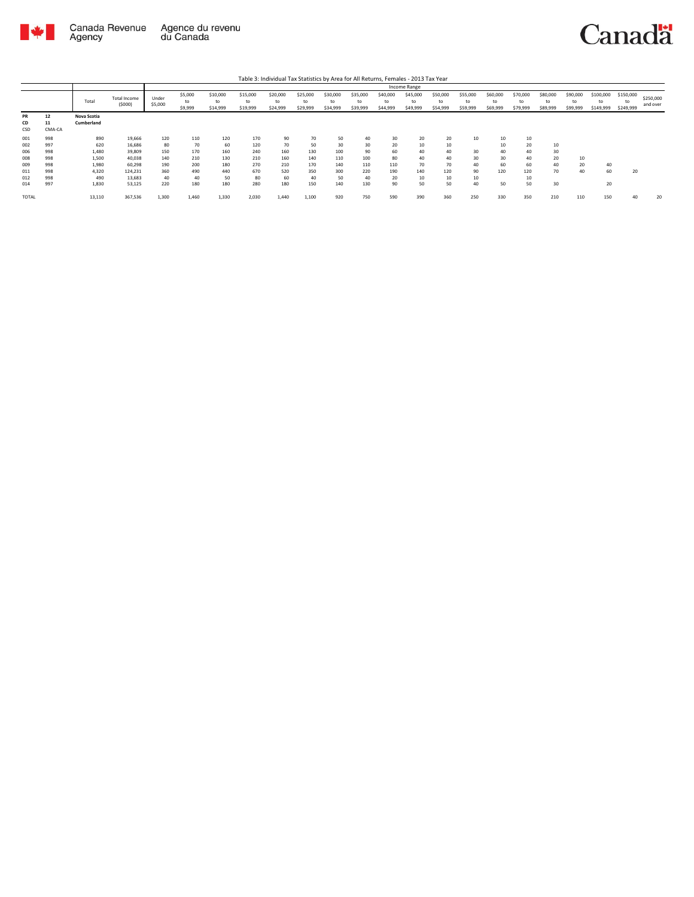Table 3: Individual Tax Statistics by Area for All Returns, Females - 2013 Tax Year

| | | Total | Total Income ($000) | Income Range | | | | | | | | | | | | | | | | | | |
|---|---|---|---|---|---|---|---|---|---|---|---|---|---|---|---|---|---|---|---|---|---|---|
| | | | | Under $5,000 | $5,000 to $9,999 | $10,000 to $14,999 | $15,000 to $19,999 | $20,000 to $24,999 | $25,000 to $29,999 | $30,000 to $34,999 | $35,000 to $39,999 | $40,000 to $44,999 | $45,000 to $49,999 | $50,000 to $54,999 | $55,000 to $59,999 | $60,000 to $69,999 | $70,000 to $79,999 | $80,000 to $89,999 | $90,000 to $99,999 | $100,000 to $149,999 | $150,000 to $249,999 | $250,000 and over |
| **PR** | **12** | **Nova Scotia** | | | | | | | | | | | | | | | | | | | | |
| **CD** | **11** | **Cumberland** | | | | | | | | | | | | | | | | | | | | |
| **CSD** | **CMA-CA** | | | | | | | | | | | | | | | | | | | | | |
| 001 | 998 | 890 | 19,666 | 120 | 110 | 120 | 170 | 90 | 70 | 50 | 40 | 30 | 20 | 20 | 10 | 10 | 10 | | | | | |
| 002 | 997 | 620 | 16,686 | 80 | 70 | 60 | 120 | 70 | 50 | 30 | 30 | 20 | 10 | 10 | | 10 | 20 | 10 | | | | |
| 006 | 998 | 1,480 | 39,809 | 150 | 170 | 160 | 240 | 160 | 130 | 100 | 90 | 60 | 40 | 40 | 30 | 40 | 40 | 30 | | | | |
| 008 | 998 | 1,500 | 40,038 | 140 | 210 | 130 | 210 | 160 | 140 | 110 | 100 | 80 | 40 | 40 | 30 | 30 | 40 | 20 | 10 | | | |
| 009 | 998 | 1,980 | 60,298 | 190 | 200 | 180 | 270 | 210 | 170 | 140 | 110 | 110 | 70 | 70 | 40 | 60 | 60 | 40 | 20 | 40 | | |
| 011 | 998 | 4,320 | 124,231 | 360 | 490 | 440 | 670 | 520 | 350 | 300 | 220 | 190 | 140 | 120 | 90 | 120 | 120 | 70 | 40 | 60 | 20 | |
| 012 | 998 | 490 | 13,683 | 40 | 40 | 50 | 80 | 60 | 40 | 50 | 40 | 20 | 10 | 10 | 10 | | 10 | | | | | |
| 014 | 997 | 1,830 | 53,125 | 220 | 180 | 180 | 280 | 180 | 150 | 140 | 130 | 90 | 50 | 50 | 40 | 50 | 50 | 30 | | 20 | | |
| TOTAL | | 13,110 | 367,536 | 1,300 | 1,460 | 1,330 | 2,030 | 1,440 | 1,100 | 920 | 750 | 590 | 390 | 360 | 250 | 330 | 350 | 210 | 110 | 150 | 40 | 20 |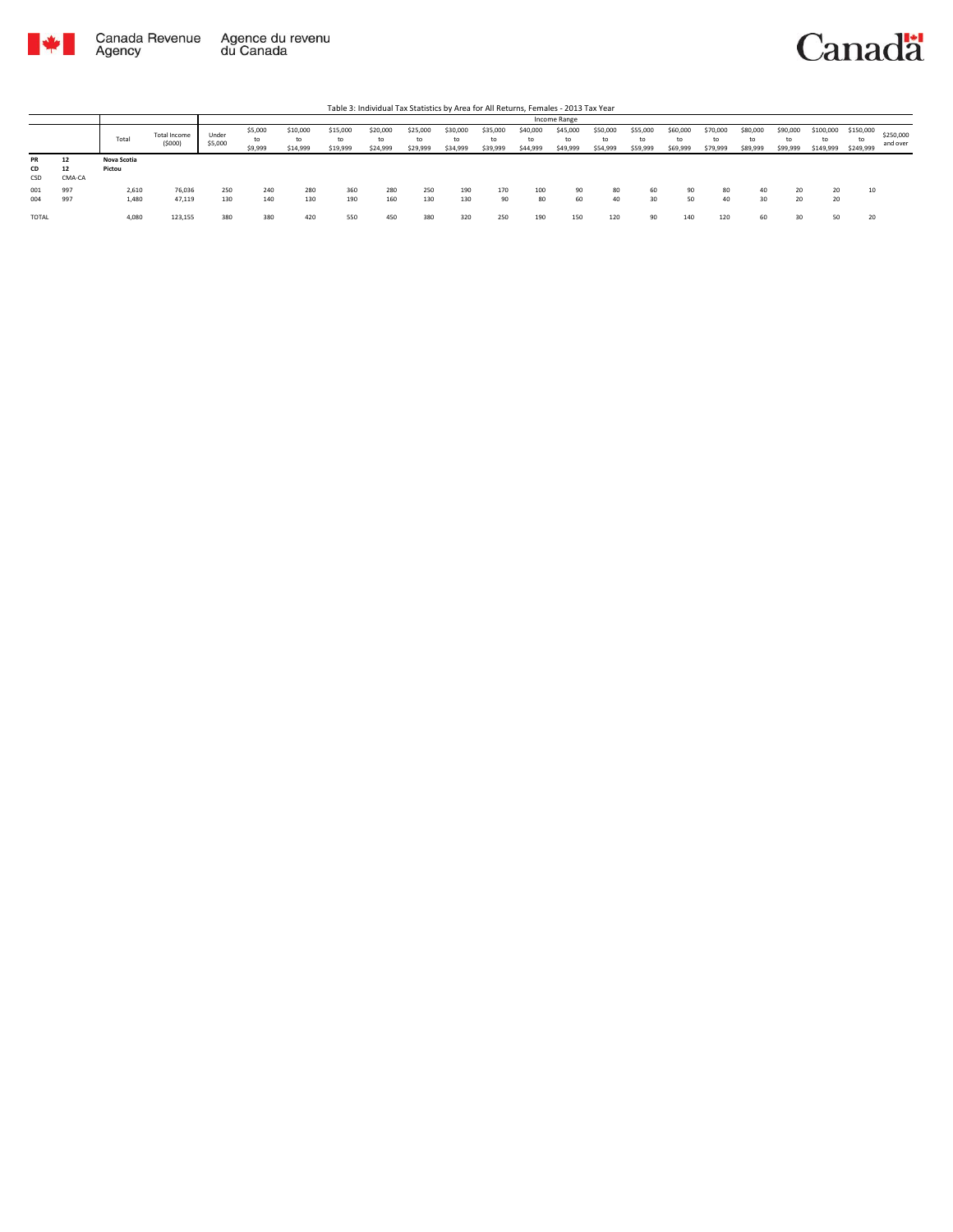Table 3: Individual Tax Statistics by Area for All Returns, Females - 2013 Tax Year

| | | Total | Total Income (\$000) | Income Range | | | | | | | | | | | | | | | | | | |
|---|---|---|---|---|---|---|---|---|---|---|---|---|---|---|---|---|---|---|---|---|---|---|
| | | | | Under \$5,000 | \$5,000 to \$9,999 | \$10,000 to \$14,999 | \$15,000 to \$19,999 | \$20,000 to \$24,999 | \$25,000 to \$29,999 | \$30,000 to \$34,999 | \$35,000 to \$39,999 | \$40,000 to \$44,999 | \$45,000 to \$49,999 | \$50,000 to \$54,999 | \$55,000 to \$59,999 | \$60,000 to \$69,999 | \$70,000 to \$79,999 | \$80,000 to \$89,999 | \$90,000 to \$99,999 | \$100,000 to \$149,999 | \$150,000 to \$249,999 | \$250,000 and over |
| **PR** | **12** | **Nova Scotia** | | | | | | | | | | | | | | | | | | | | |
| **CD** | **12** | **Pictou** | | | | | | | | | | | | | | | | | | | | |
| CSD | CMA-CA | | | | | | | | | | | | | | | | | | | | | |
| 001 | 997 | 2,610 | 76,036 | 250 | 240 | 280 | 360 | 280 | 250 | 190 | 170 | 100 | 90 | 80 | 60 | 90 | 80 | 40 | 20 | 20 | 10 | |
| 004 | 997 | 1,480 | 47,119 | 130 | 140 | 130 | 190 | 160 | 130 | 130 | 90 | 80 | 60 | 40 | 30 | 50 | 40 | 30 | 20 | 20 | | |
| TOTAL | | 4,080 | 123,155 | 380 | 380 | 420 | 550 | 450 | 380 | 320 | 250 | 190 | 150 | 120 | 90 | 140 | 120 | 60 | 30 | 50 | 20 | |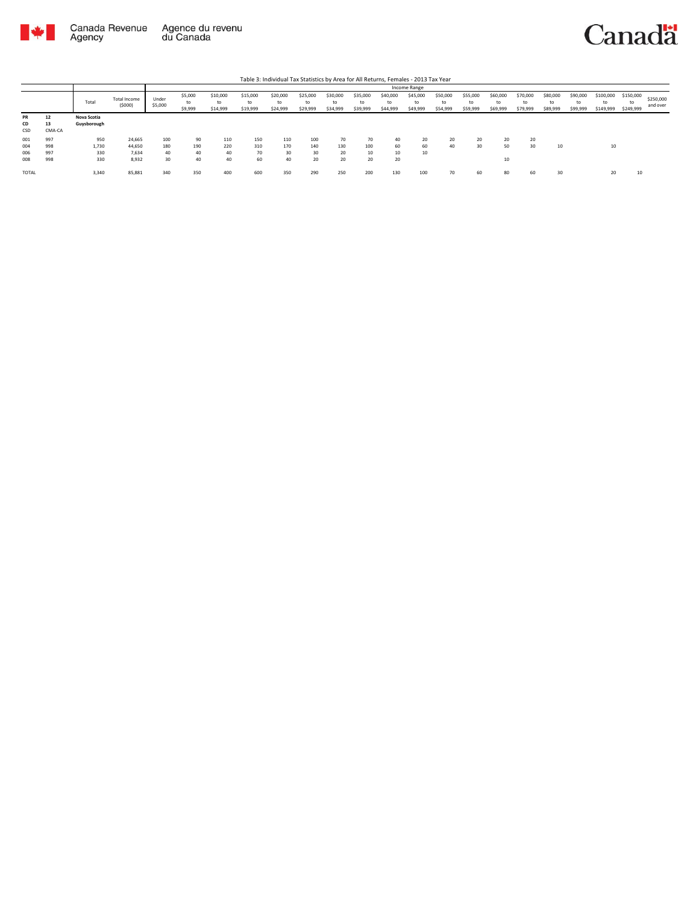Table 3: Individual Tax Statistics by Area for All Returns, Females - 2013 Tax Year

| | | Total | Total Income ($000) | Income Range | | | | | | | | | | | | | | | | | | |
|---|---|---|---|---|---|---|---|---|---|---|---|---|---|---|---|---|---|---|---|---|---|---|
| | | | | Under $5,000 | $5,000 to $9,999 | $10,000 to $14,999 | $15,000 to $19,999 | $20,000 to $24,999 | $25,000 to $29,999 | $30,000 to $34,999 | $35,000 to $39,999 | $40,000 to $44,999 | $45,000 to $49,999 | $50,000 to $54,999 | $55,000 to $59,999 | $60,000 to $69,999 | $70,000 to $79,999 | $80,000 to $89,999 | $90,000 to $99,999 | $100,000 to $149,999 | $150,000 to $249,999 | $250,000 and over |
| **PR** | **12** | **Nova Scotia** | | | | | | | | | | | | | | | | | | | | |
| **CD** | **13** | **Guysborough** | | | | | | | | | | | | | | | | | | | | |
| CSD | CMA-CA | | | | | | | | | | | | | | | | | | | | | |
| 001 | 997 | 950 | 24,665 | 100 | 90 | 110 | 150 | 110 | 100 | 70 | 70 | 40 | 20 | 20 | 20 | 20 | 20 | | | | | |
| 004 | 998 | 1,730 | 44,650 | 180 | 190 | 220 | 310 | 170 | 140 | 130 | 100 | 60 | 60 | 40 | 30 | 50 | 30 | 10 | | 10 | | |
| 006 | 997 | 330 | 7,634 | 40 | 40 | 40 | 70 | 30 | 30 | 20 | 10 | 10 | 10 | | | | | | | | | |
| 008 | 998 | 330 | 8,932 | 30 | 40 | 40 | 60 | 40 | 20 | 20 | 20 | 20 | | | | 10 | | | | | | |
| TOTAL | | 3,340 | 85,881 | 340 | 350 | 400 | 600 | 350 | 290 | 250 | 200 | 130 | 100 | 70 | 60 | 80 | 60 | 30 | | 20 | 10 | |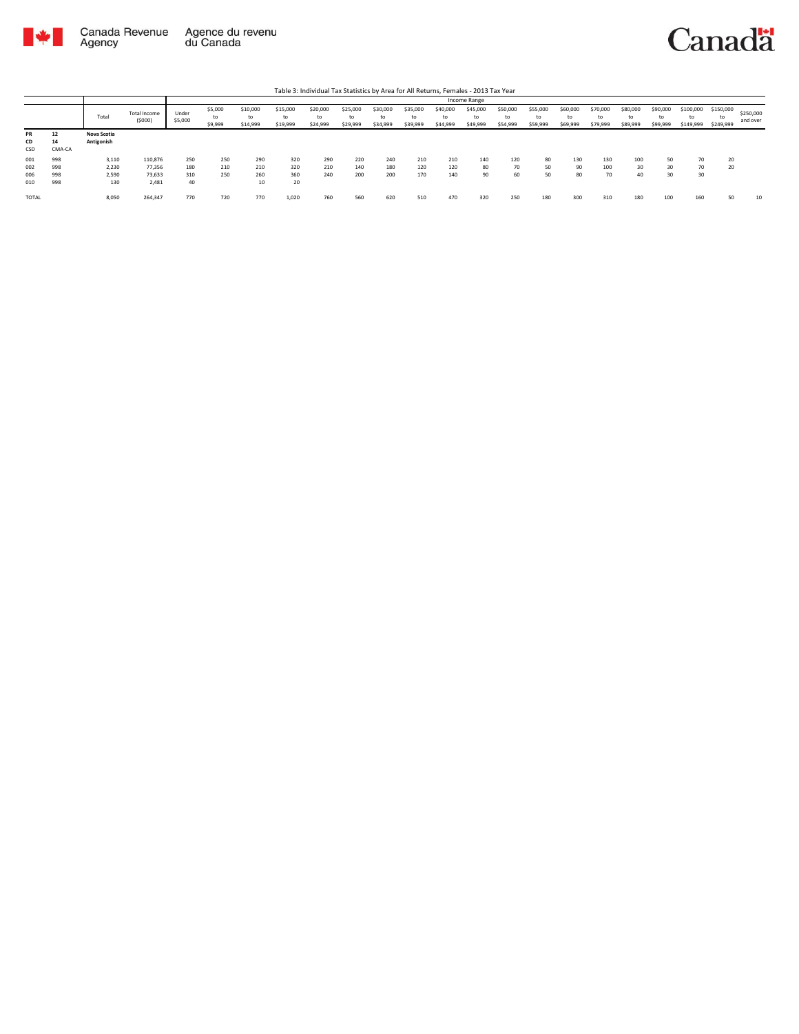Table 3: Individual Tax Statistics by Area for All Returns, Females - 2013 Tax Year

| | | Total | Total Income ($000) | Income Range | | | | | | | | | | | | | | | | | | |
|---|---|---|---|---|---|---|---|---|---|---|---|---|---|---|---|---|---|---|---|---|---|---|
| | | | | Under $5,000 | $5,000 to $9,999 | $10,000 to $14,999 | $15,000 to $19,999 | $20,000 to $24,999 | $25,000 to $29,999 | $30,000 to $34,999 | $35,000 to $39,999 | $40,000 to $44,999 | $45,000 to $49,999 | $50,000 to $54,999 | $55,000 to $59,999 | $60,000 to $69,999 | $70,000 to $79,999 | $80,000 to $89,999 | $90,000 to $99,999 | $100,000 to $149,999 | $150,000 to $249,999 | $250,000 and over |
| **PR** | **12** | **Nova Scotia** | | | | | | | | | | | | | | | | | | | | |
| **CD** | **14** | **Antigonish** | | | | | | | | | | | | | | | | | | | | |
| CSD | CMA-CA | | | | | | | | | | | | | | | | | | | | | |
| 001 | 998 | 3,110 | 110,876 | 250 | 250 | 290 | 320 | 290 | 220 | 240 | 210 | 210 | 140 | 120 | 80 | 130 | 130 | 100 | 50 | 70 | 20 | |
| 002 | 998 | 2,230 | 77,356 | 180 | 210 | 210 | 320 | 210 | 140 | 180 | 120 | 120 | 80 | 70 | 50 | 90 | 100 | 30 | 30 | 70 | 20 | |
| 006 | 998 | 2,590 | 73,633 | 310 | 250 | 260 | 360 | 240 | 200 | 200 | 170 | 140 | 90 | 60 | 50 | 80 | 70 | 40 | 30 | 30 | | |
| 010 | 998 | 130 | 2,481 | 40 | | 10 | 20 | | | | | | | | | | | | | | | |
| TOTAL | | 8,050 | 264,347 | 770 | 720 | 770 | 1,020 | 760 | 560 | 620 | 510 | 470 | 320 | 250 | 180 | 300 | 310 | 180 | 100 | 160 | 50 | 10 |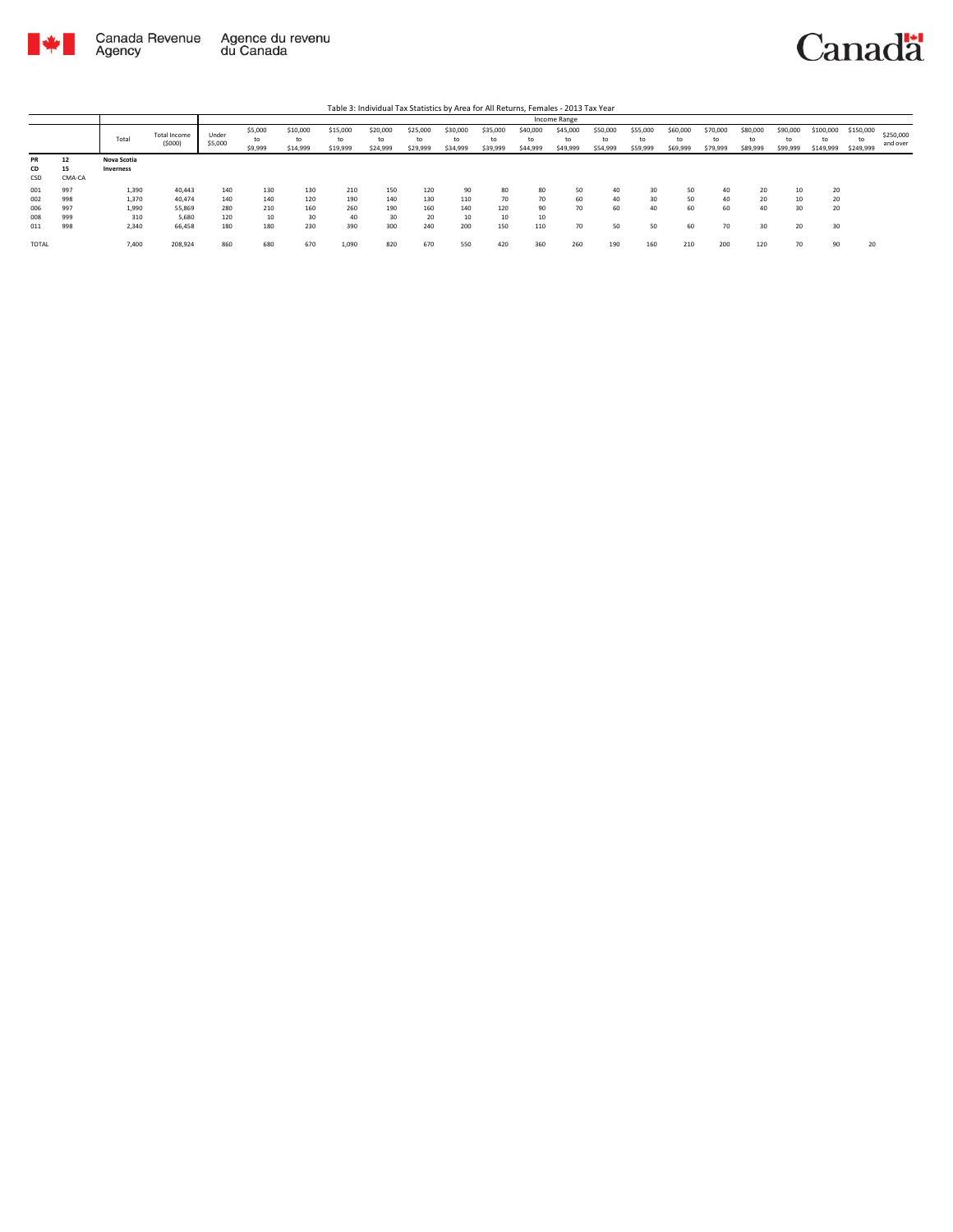Table 3: Individual Tax Statistics by Area for All Returns, Females - 2013 Tax Year

| | | Total | Total Income ($000) | Income Range | | | | | | | | | | | | | | | | | | |
|---|---|---|---|---|---|---|---|---|---|---|---|---|---|---|---|---|---|---|---|---|---|---|
| | | | | Under $5,000 | $5,000 to $9,999 | $10,000 to $14,999 | $15,000 to $19,999 | $20,000 to $24,999 | $25,000 to $29,999 | $30,000 to $34,999 | $35,000 to $39,999 | $40,000 to $44,999 | $45,000 to $49,999 | $50,000 to $54,999 | $55,000 to $59,999 | $60,000 to $69,999 | $70,000 to $79,999 | $80,000 to $89,999 | $90,000 to $99,999 | $100,000 to $149,999 | $150,000 to $249,999 | $250,000 and over |
| **PR** | **12** | **Nova Scotia** | | | | | | | | | | | | | | | | | | | | |
| **CD** | **15** | **Inverness** | | | | | | | | | | | | | | | | | | | | |
| CSD | CMA-CA | | | | | | | | | | | | | | | | | | | | | |
| 001 | 997 | 1,390 | 40,443 | 140 | 130 | 130 | 210 | 150 | 120 | 90 | 80 | 80 | 50 | 40 | 30 | 50 | 40 | 20 | 10 | 20 | | |
| 002 | 998 | 1,370 | 40,474 | 140 | 140 | 120 | 190 | 140 | 130 | 110 | 70 | 70 | 60 | 40 | 30 | 50 | 40 | 20 | 10 | 20 | | |
| 006 | 997 | 1,990 | 55,869 | 280 | 210 | 160 | 260 | 190 | 160 | 140 | 120 | 90 | 70 | 60 | 40 | 60 | 60 | 40 | 30 | 20 | | |
| 008 | 999 | 310 | 5,680 | 120 | 10 | 30 | 40 | 30 | 20 | 10 | 10 | 10 | | | | | | | | | | |
| 011 | 998 | 2,340 | 66,458 | 180 | 180 | 230 | 390 | 300 | 240 | 200 | 150 | 110 | 70 | 50 | 50 | 60 | 70 | 30 | 20 | 30 | | |
| TOTAL | | 7,400 | 208,924 | 860 | 680 | 670 | 1,090 | 820 | 670 | 550 | 420 | 360 | 260 | 190 | 160 | 210 | 200 | 120 | 70 | 90 | 20 | |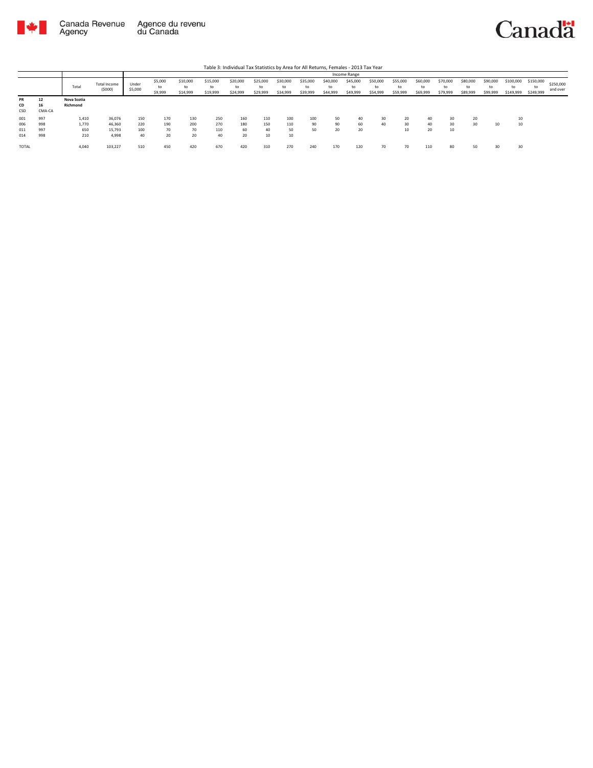Table 3: Individual Tax Statistics by Area for All Returns, Females - 2013 Tax Year

| | | Total | Total Income ($000) | Income Range | | | | | | | | | | | | | | | | | | |
|---|---|---|---|---|---|---|---|---|---|---|---|---|---|---|---|---|---|---|---|---|---|---|
| | | | | Under $5,000 | $5,000 to $9,999 | $10,000 to $14,999 | $15,000 to $19,999 | $20,000 to $24,999 | $25,000 to $29,999 | $30,000 to $34,999 | $35,000 to $39,999 | $40,000 to $44,999 | $45,000 to $49,999 | $50,000 to $54,999 | $55,000 to $59,999 | $60,000 to $69,999 | $70,000 to $79,999 | $80,000 to $89,999 | $90,000 to $99,999 | $100,000 to $149,999 | $150,000 to $249,999 | $250,000 and over |
| **PR** | **12** | **Nova Scotia** | | | | | | | | | | | | | | | | | | | | |
| **CD** | **16** | **Richmond** | | | | | | | | | | | | | | | | | | | | |
| CSD | CMA-CA | | | | | | | | | | | | | | | | | | | | | |
| 001 | 997 | 1,410 | 36,076 | 150 | 170 | 130 | 250 | 160 | 110 | 100 | 100 | 50 | 40 | 30 | 20 | 40 | 30 | 20 | | 10 | | |
| 006 | 998 | 1,770 | 46,360 | 220 | 190 | 200 | 270 | 180 | 150 | 110 | 90 | 90 | 60 | 40 | 30 | 40 | 30 | 30 | 10 | 10 | | |
| 011 | 997 | 650 | 15,793 | 100 | 70 | 70 | 110 | 60 | 40 | 50 | 50 | 20 | 20 | | 10 | 20 | 10 | | | | | |
| 014 | 998 | 210 | 4,998 | 40 | 20 | 20 | 40 | 20 | 10 | 10 | | | | | | | | | | | | |
| TOTAL | | 4,040 | 103,227 | 510 | 450 | 420 | 670 | 420 | 310 | 270 | 240 | 170 | 120 | 70 | 70 | 110 | 80 | 50 | 30 | 30 | | |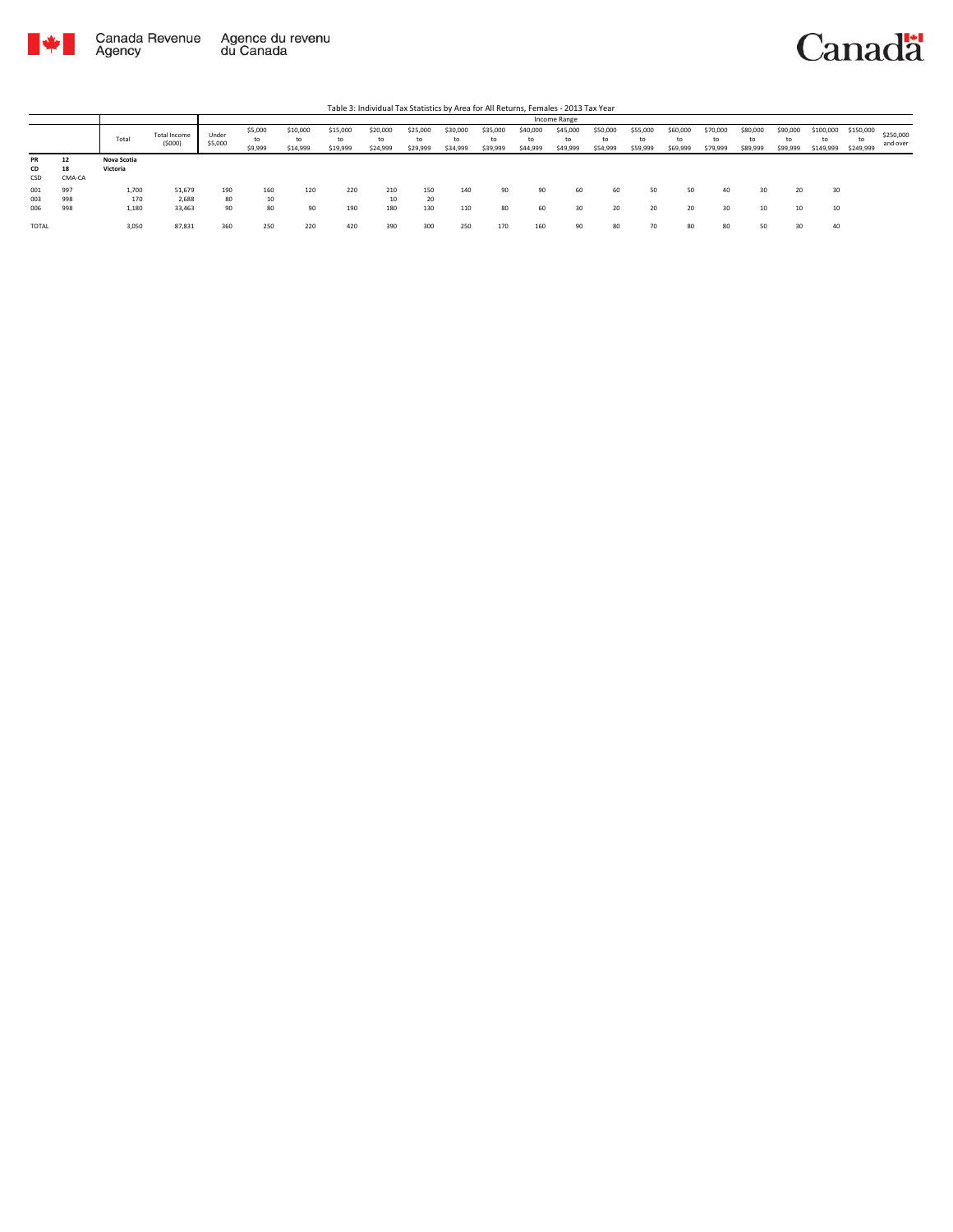Table 3: Individual Tax Statistics by Area for All Returns, Females - 2013 Tax Year

| | | Total | Total Income ($000) | Income Range | | | | | | | | | | | | | | | | | | |
|---|---|---|---|---|---|---|---|---|---|---|---|---|---|---|---|---|---|---|---|---|---|---|
| | | | | Under $5,000 | $5,000 to $9,999 | $10,000 to $14,999 | $15,000 to $19,999 | $20,000 to $24,999 | $25,000 to $29,999 | $30,000 to $34,999 | $35,000 to $39,999 | $40,000 to $44,999 | $45,000 to $49,999 | $50,000 to $54,999 | $55,000 to $59,999 | $60,000 to $69,999 | $70,000 to $79,999 | $80,000 to $89,999 | $90,000 to $99,999 | $100,000 to $149,999 | $150,000 to $249,999 | $250,000 and over |
| **PR** | **12** | **Nova Scotia** | | | | | | | | | | | | | | | | | | | | |
| **CD** | **18** | **Victoria** | | | | | | | | | | | | | | | | | | | | |
| CSD | CMA-CA | | | | | | | | | | | | | | | | | | | | | |
| 001 | 997 | 1,700 | 51,679 | 190 | 160 | 120 | 220 | 210 | 150 | 140 | 90 | 90 | 60 | 60 | 50 | 50 | 40 | 30 | 20 | 30 | | |
| 003 | 998 | 170 | 2,688 | 80 | 10 | | | 10 | 20 | | | | | | | | | | | | | |
| 006 | 998 | 1,180 | 33,463 | 90 | 80 | 90 | 190 | 180 | 130 | 110 | 80 | 60 | 30 | 20 | 20 | 20 | 30 | 10 | 10 | 10 | | |
| TOTAL | | 3,050 | 87,831 | 360 | 250 | 220 | 420 | 390 | 300 | 250 | 170 | 160 | 90 | 80 | 70 | 80 | 80 | 50 | 30 | 40 | | |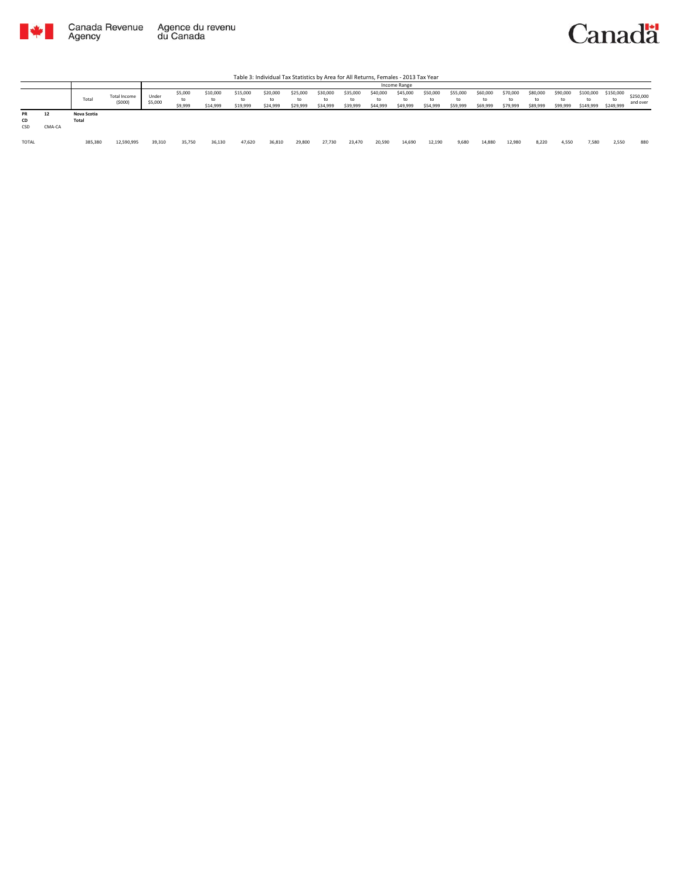Canada Revenue Agency / Agence du revenu du Canada

Canada

Table 3: Individual Tax Statistics by Area for All Returns, Females - 2013 Tax Year

| | | | | Income Range | | | | | | | | | | | | | | | | | | | | |
|---|---|---|---|---|---|---|---|---|---|---|---|---|---|---|---|---|---|---|---|---|---|---|---|---|
| | | Total | Total Income ($000) | Under $5,000 | $5,000 to $9,999 | $10,000 to $14,999 | $15,000 to $19,999 | $20,000 to $24,999 | $25,000 to $29,999 | $30,000 to $34,999 | $35,000 to $39,999 | $40,000 to $44,999 | $45,000 to $49,999 | $50,000 to $54,999 | $55,000 to $59,999 | $60,000 to $69,999 | $70,000 to $79,999 | $80,000 to $89,999 | $90,000 to $99,999 | $100,000 to $149,999 | $150,000 to $249,999 | $250,000 and over |
| PR<br>CD<br>CSD | 12<br><br>CMA-CA | Nova Scotia<br>Total | | | | | | | | | | | | | | | | | | | | |
| TOTAL | | 385,380 | 12,590,995 | 39,310 | 35,750 | 36,130 | 47,620 | 36,810 | 29,800 | 27,730 | 23,470 | 20,590 | 14,690 | 12,190 | 9,680 | 14,880 | 12,980 | 8,220 | 4,550 | 7,580 | 2,550 | 880 |